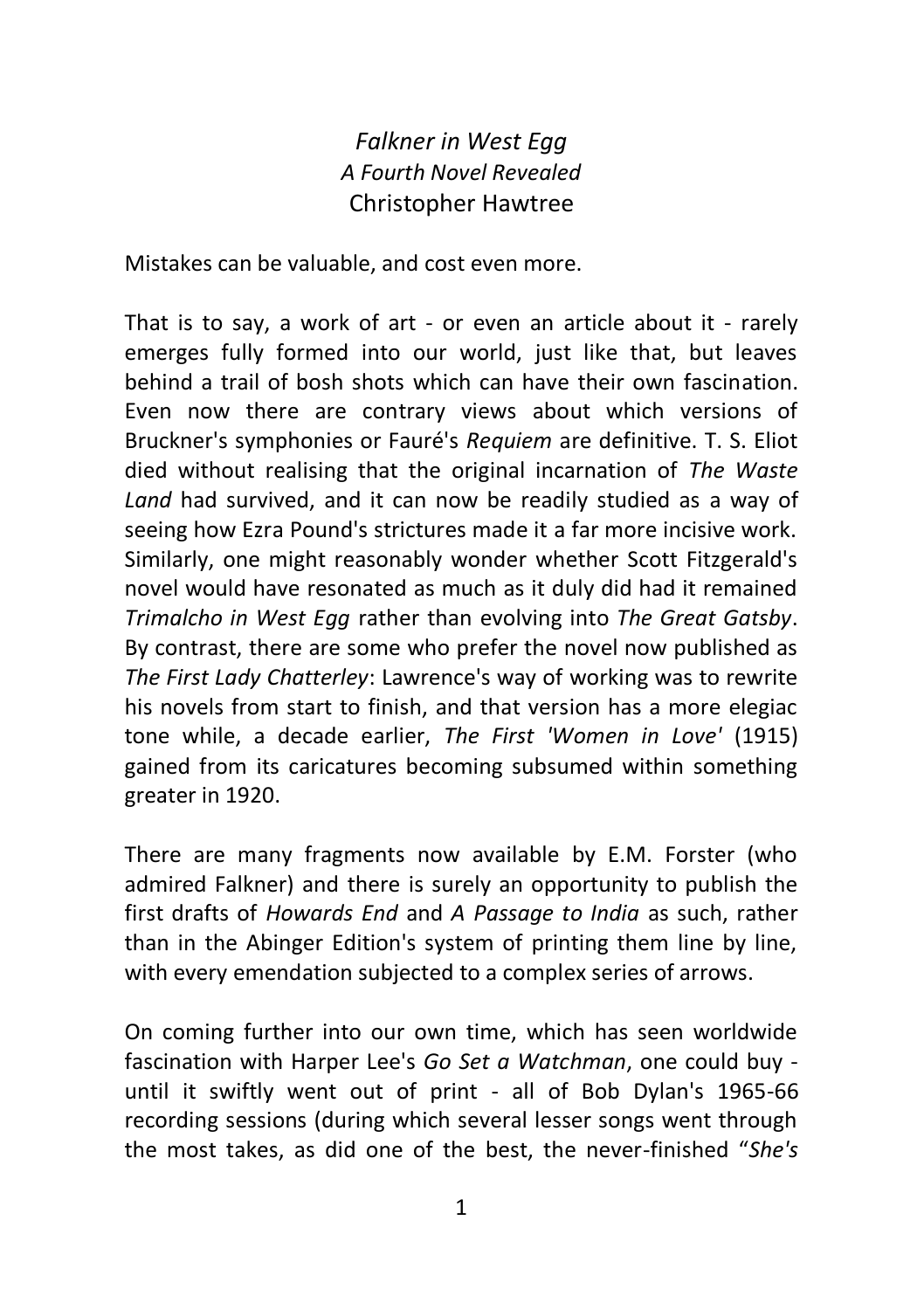# *Falkner in West Egg*
## *A Fourth Novel Revealed*
### Christopher Hawtree

Mistakes can be valuable, and cost even more.

That is to say, a work of art - or even an article about it - rarely emerges fully formed into our world, just like that, but leaves behind a trail of bosh shots which can have their own fascination. Even now there are contrary views about which versions of Bruckner's symphonies or Fauré's *Requiem* are definitive. T. S. Eliot died without realising that the original incarnation of *The Waste Land* had survived, and it can now be readily studied as a way of seeing how Ezra Pound's strictures made it a far more incisive work. Similarly, one might reasonably wonder whether Scott Fitzgerald's novel would have resonated as much as it duly did had it remained *Trimalcho in West Egg* rather than evolving into *The Great Gatsby*. By contrast, there are some who prefer the novel now published as *The First Lady Chatterley*: Lawrence's way of working was to rewrite his novels from start to finish, and that version has a more elegiac tone while, a decade earlier, *The First 'Women in Love'* (1915) gained from its caricatures becoming subsumed within something greater in 1920.

There are many fragments now available by E.M. Forster (who admired Falkner) and there is surely an opportunity to publish the first drafts of *Howards End* and *A Passage to India* as such, rather than in the Abinger Edition's system of printing them line by line, with every emendation subjected to a complex series of arrows.

On coming further into our own time, which has seen worldwide fascination with Harper Lee's *Go Set a Watchman*, one could buy - until it swiftly went out of print - all of Bob Dylan's 1965-66 recording sessions (during which several lesser songs went through the most takes, as did one of the best, the never-finished "*She's*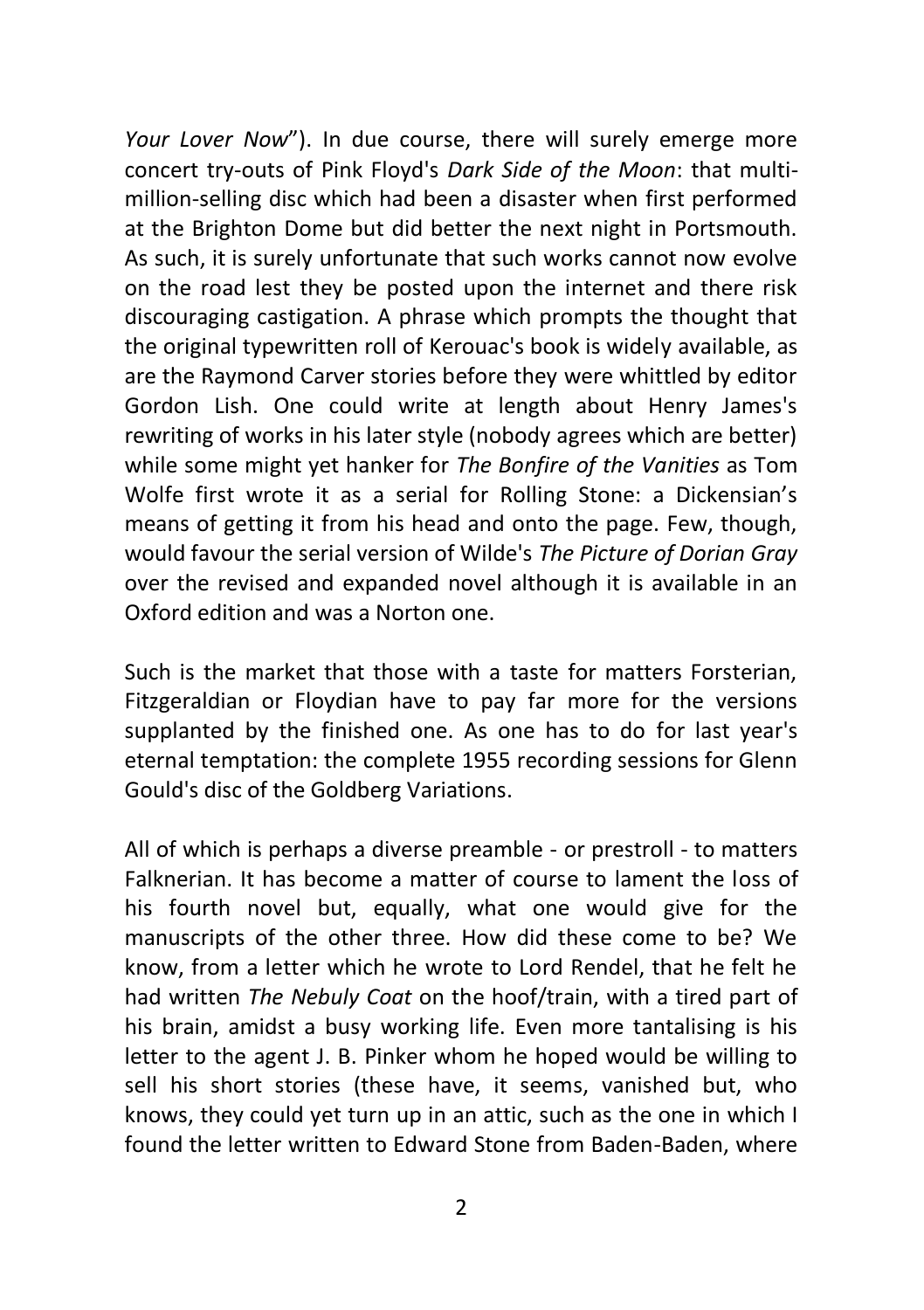*Your Lover Now*"). In due course, there will surely emerge more concert try-outs of Pink Floyd's *Dark Side of the Moon*: that multi-million-selling disc which had been a disaster when first performed at the Brighton Dome but did better the next night in Portsmouth. As such, it is surely unfortunate that such works cannot now evolve on the road lest they be posted upon the internet and there risk discouraging castigation. A phrase which prompts the thought that the original typewritten roll of Kerouac's book is widely available, as are the Raymond Carver stories before they were whittled by editor Gordon Lish. One could write at length about Henry James's rewriting of works in his later style (nobody agrees which are better) while some might yet hanker for *The Bonfire of the Vanities* as Tom Wolfe first wrote it as a serial for Rolling Stone: a Dickensian's means of getting it from his head and onto the page. Few, though, would favour the serial version of Wilde's *The Picture of Dorian Gray* over the revised and expanded novel although it is available in an Oxford edition and was a Norton one.

Such is the market that those with a taste for matters Forsterian, Fitzgeraldian or Floydian have to pay far more for the versions supplanted by the finished one. As one has to do for last year's eternal temptation: the complete 1955 recording sessions for Glenn Gould's disc of the Goldberg Variations.

All of which is perhaps a diverse preamble - or prestroll - to matters Falknerian. It has become a matter of course to lament the loss of his fourth novel but, equally, what one would give for the manuscripts of the other three. How did these come to be? We know, from a letter which he wrote to Lord Rendel, that he felt he had written *The Nebuly Coat* on the hoof/train, with a tired part of his brain, amidst a busy working life. Even more tantalising is his letter to the agent J. B. Pinker whom he hoped would be willing to sell his short stories (these have, it seems, vanished but, who knows, they could yet turn up in an attic, such as the one in which I found the letter written to Edward Stone from Baden-Baden, where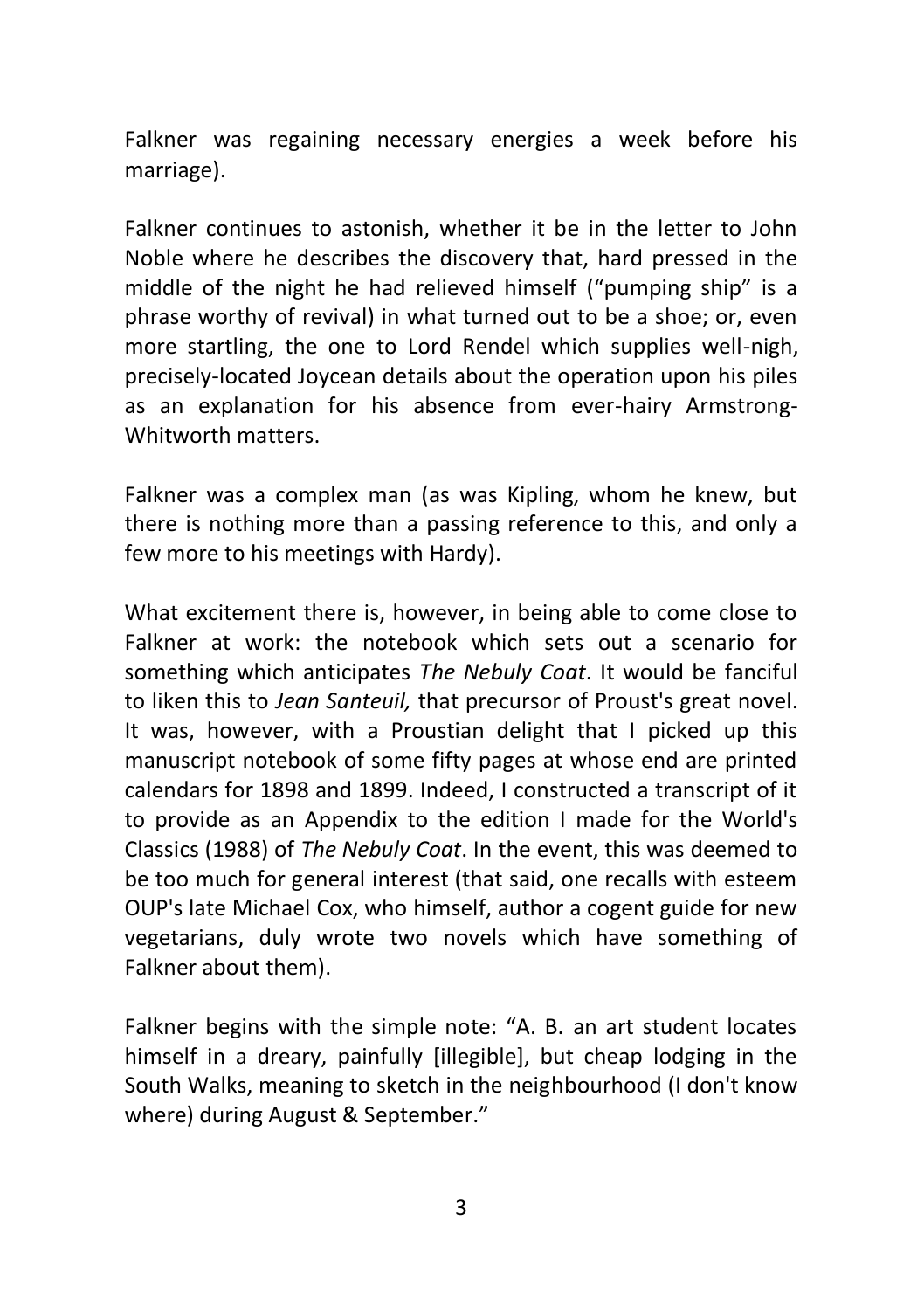Falkner was regaining necessary energies a week before his marriage).

Falkner continues to astonish, whether it be in the letter to John Noble where he describes the discovery that, hard pressed in the middle of the night he had relieved himself ("pumping ship" is a phrase worthy of revival) in what turned out to be a shoe; or, even more startling, the one to Lord Rendel which supplies well-nigh, precisely-located Joycean details about the operation upon his piles as an explanation for his absence from ever-hairy Armstrong-Whitworth matters.

Falkner was a complex man (as was Kipling, whom he knew, but there is nothing more than a passing reference to this, and only a few more to his meetings with Hardy).

What excitement there is, however, in being able to come close to Falkner at work: the notebook which sets out a scenario for something which anticipates *The Nebuly Coat*. It would be fanciful to liken this to *Jean Santeuil,* that precursor of Proust's great novel. It was, however, with a Proustian delight that I picked up this manuscript notebook of some fifty pages at whose end are printed calendars for 1898 and 1899. Indeed, I constructed a transcript of it to provide as an Appendix to the edition I made for the World's Classics (1988) of *The Nebuly Coat*. In the event, this was deemed to be too much for general interest (that said, one recalls with esteem OUP's late Michael Cox, who himself, author a cogent guide for new vegetarians, duly wrote two novels which have something of Falkner about them).

Falkner begins with the simple note: "A. B. an art student locates himself in a dreary, painfully [illegible], but cheap lodging in the South Walks, meaning to sketch in the neighbourhood (I don't know where) during August & September."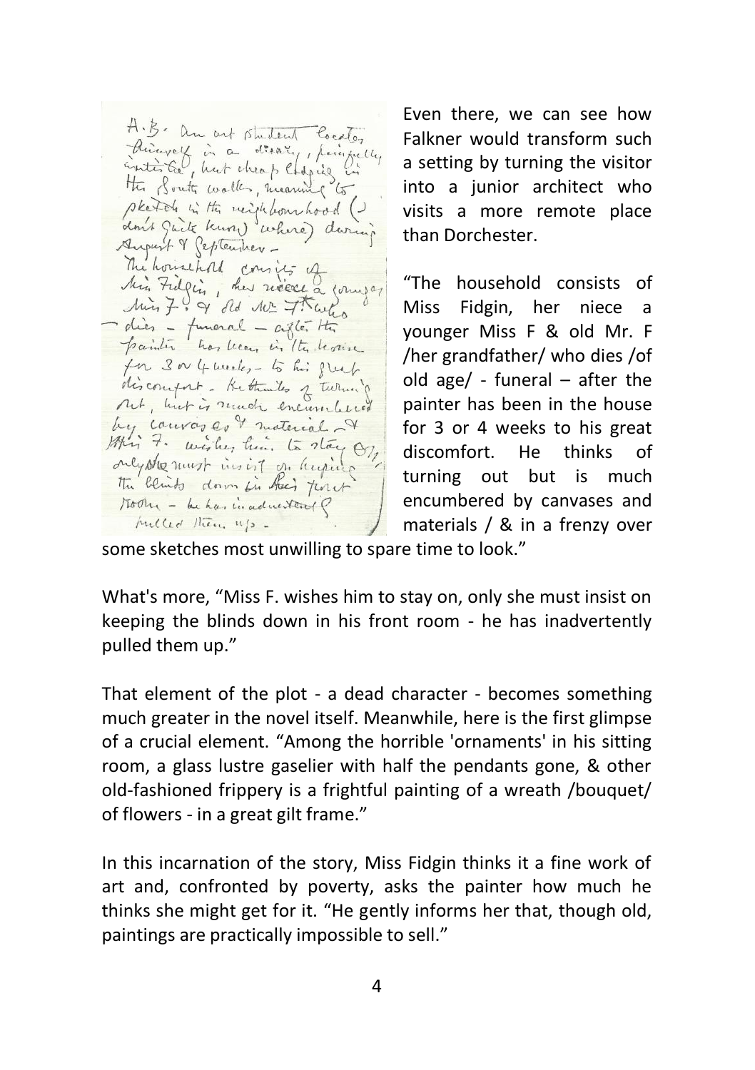Even there, we can see how Falkner would transform such a setting by turning the visitor into a junior architect who visits a more remote place than Dorchester.

"The household consists of Miss Fidgin, her niece a younger Miss F & old Mr. F /her grandfather/ who dies /of old age/ - funeral – after the painter has been in the house for 3 or 4 weeks to his great discomfort. He thinks of turning out but is much encumbered by canvases and materials / & in a frenzy over some sketches most unwilling to spare time to look."

What's more, "Miss F. wishes him to stay on, only she must insist on keeping the blinds down in his front room - he has inadvertently pulled them up."

That element of the plot - a dead character - becomes something much greater in the novel itself. Meanwhile, here is the first glimpse of a crucial element. "Among the horrible 'ornaments' in his sitting room, a glass lustre gaselier with half the pendants gone, & other old-fashioned frippery is a frightful painting of a wreath /bouquet/ of flowers - in a great gilt frame."

In this incarnation of the story, Miss Fidgin thinks it a fine work of art and, confronted by poverty, asks the painter how much he thinks she might get for it. "He gently informs her that, though old, paintings are practically impossible to sell."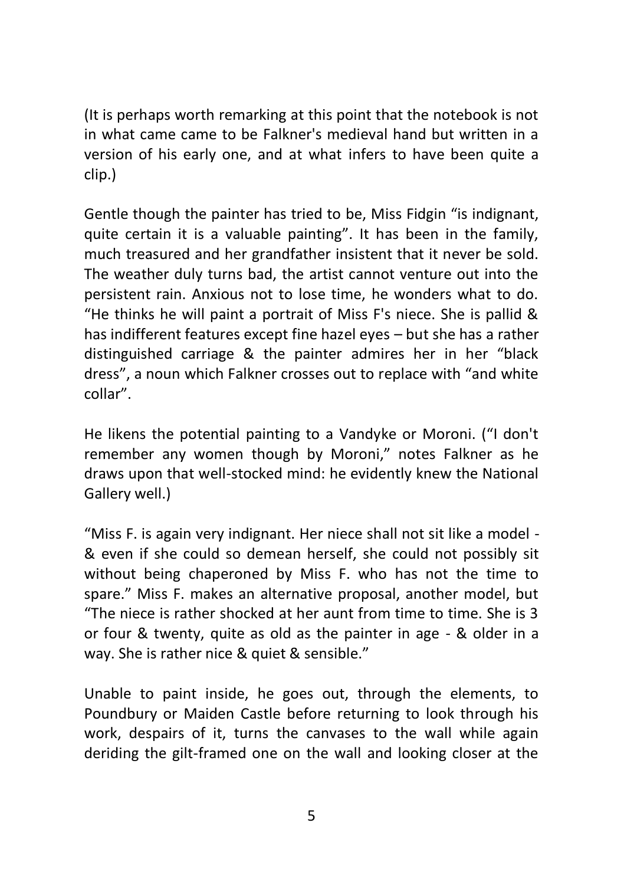(It is perhaps worth remarking at this point that the notebook is not in what came came to be Falkner's medieval hand but written in a version of his early one, and at what infers to have been quite a clip.)

Gentle though the painter has tried to be, Miss Fidgin "is indignant, quite certain it is a valuable painting". It has been in the family, much treasured and her grandfather insistent that it never be sold. The weather duly turns bad, the artist cannot venture out into the persistent rain. Anxious not to lose time, he wonders what to do. "He thinks he will paint a portrait of Miss F's niece. She is pallid & has indifferent features except fine hazel eyes – but she has a rather distinguished carriage & the painter admires her in her "black dress", a noun which Falkner crosses out to replace with "and white collar".

He likens the potential painting to a Vandyke or Moroni. ("I don't remember any women though by Moroni," notes Falkner as he draws upon that well-stocked mind: he evidently knew the National Gallery well.)

"Miss F. is again very indignant. Her niece shall not sit like a model - & even if she could so demean herself, she could not possibly sit without being chaperoned by Miss F. who has not the time to spare." Miss F. makes an alternative proposal, another model, but "The niece is rather shocked at her aunt from time to time. She is 3 or four & twenty, quite as old as the painter in age - & older in a way. She is rather nice & quiet & sensible."

Unable to paint inside, he goes out, through the elements, to Poundbury or Maiden Castle before returning to look through his work, despairs of it, turns the canvases to the wall while again deriding the gilt-framed one on the wall and looking closer at the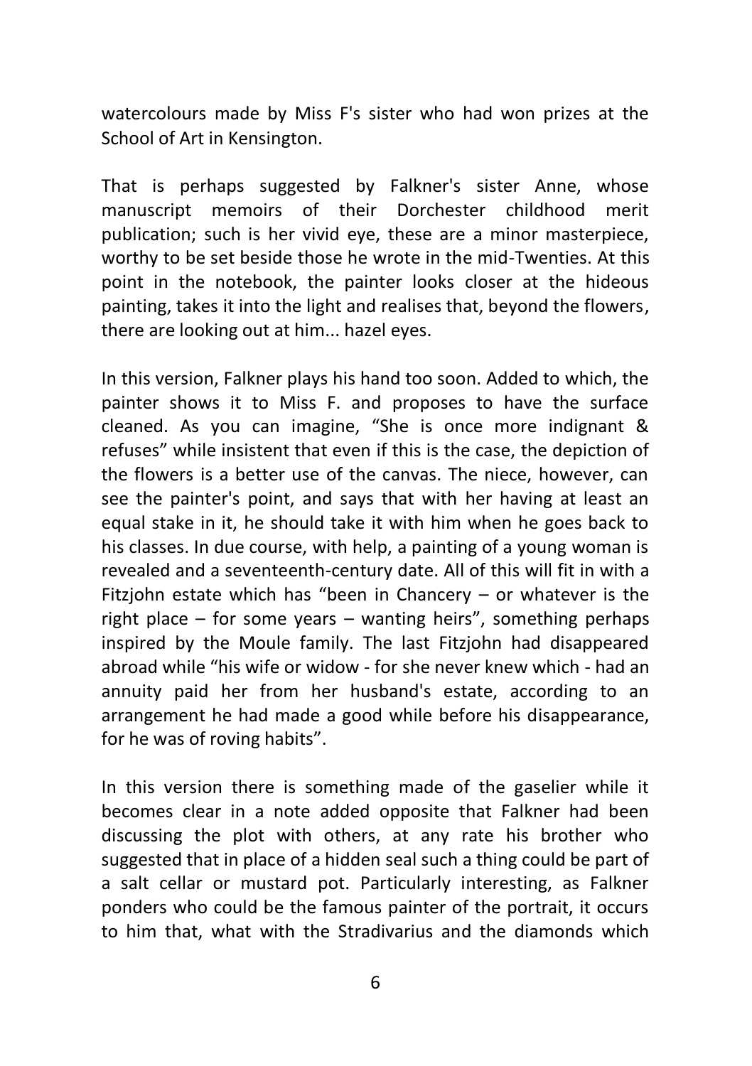watercolours made by Miss F's sister who had won prizes at the School of Art in Kensington.

That is perhaps suggested by Falkner's sister Anne, whose manuscript memoirs of their Dorchester childhood merit publication; such is her vivid eye, these are a minor masterpiece, worthy to be set beside those he wrote in the mid-Twenties. At this point in the notebook, the painter looks closer at the hideous painting, takes it into the light and realises that, beyond the flowers, there are looking out at him... hazel eyes.

In this version, Falkner plays his hand too soon. Added to which, the painter shows it to Miss F. and proposes to have the surface cleaned. As you can imagine, "She is once more indignant & refuses" while insistent that even if this is the case, the depiction of the flowers is a better use of the canvas. The niece, however, can see the painter's point, and says that with her having at least an equal stake in it, he should take it with him when he goes back to his classes. In due course, with help, a painting of a young woman is revealed and a seventeenth-century date. All of this will fit in with a Fitzjohn estate which has "been in Chancery – or whatever is the right place – for some years – wanting heirs", something perhaps inspired by the Moule family. The last Fitzjohn had disappeared abroad while "his wife or widow - for she never knew which - had an annuity paid her from her husband's estate, according to an arrangement he had made a good while before his disappearance, for he was of roving habits".

In this version there is something made of the gaselier while it becomes clear in a note added opposite that Falkner had been discussing the plot with others, at any rate his brother who suggested that in place of a hidden seal such a thing could be part of a salt cellar or mustard pot. Particularly interesting, as Falkner ponders who could be the famous painter of the portrait, it occurs to him that, what with the Stradivarius and the diamonds which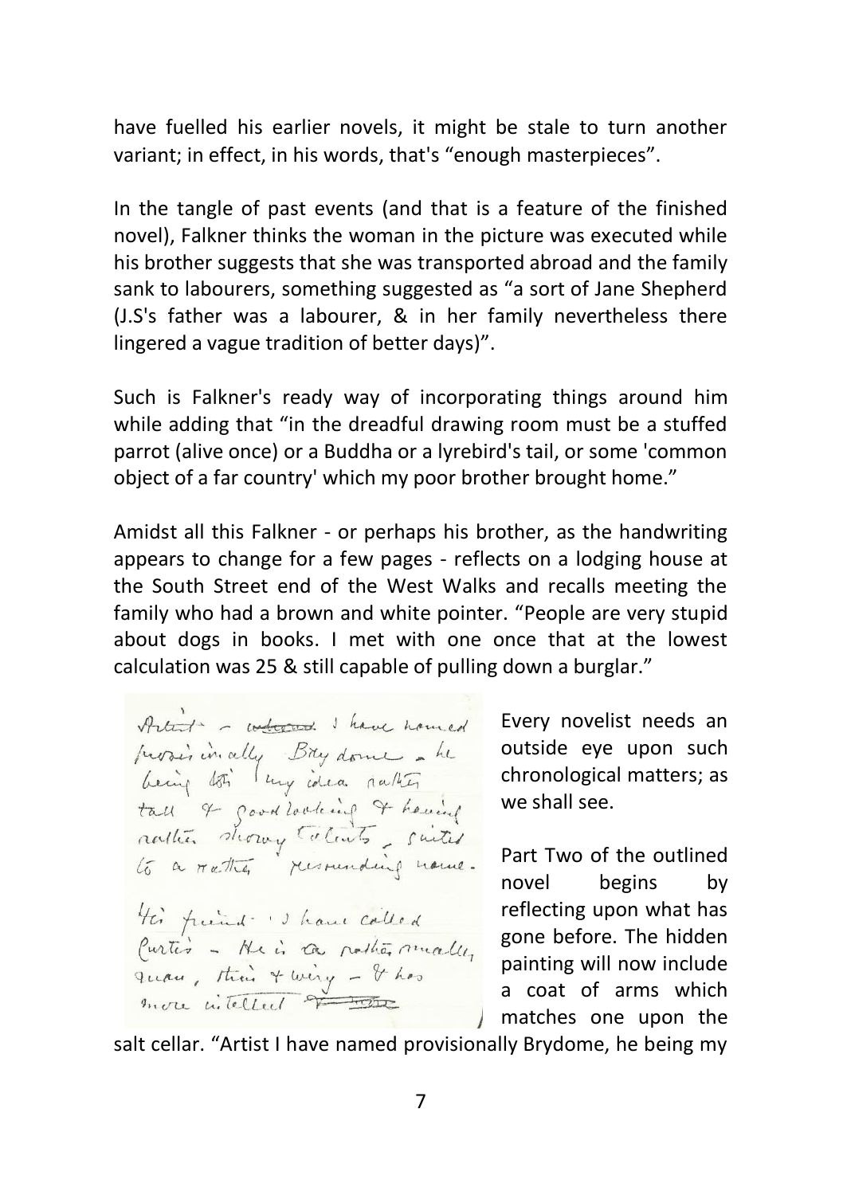have fuelled his earlier novels, it might be stale to turn another variant; in effect, in his words, that's "enough masterpieces".

In the tangle of past events (and that is a feature of the finished novel), Falkner thinks the woman in the picture was executed while his brother suggests that she was transported abroad and the family sank to labourers, something suggested as "a sort of Jane Shepherd (J.S's father was a labourer, & in her family nevertheless there lingered a vague tradition of better days)".

Such is Falkner's ready way of incorporating things around him while adding that "in the dreadful drawing room must be a stuffed parrot (alive once) or a Buddha or a lyrebird's tail, or some 'common object of a far country' which my poor brother brought home."

Amidst all this Falkner - or perhaps his brother, as the handwriting appears to change for a few pages - reflects on a lodging house at the South Street end of the West Walks and recalls meeting the family who had a brown and white pointer. "People are very stupid about dogs in books. I met with one once that at the lowest calculation was 25 & still capable of pulling down a burglar."

Every novelist needs an outside eye upon such chronological matters; as we shall see.

Part Two of the outlined novel begins by reflecting upon what has gone before. The hidden painting will now include a coat of arms which matches one upon the salt cellar. "Artist I have named provisionally Brydome, he being my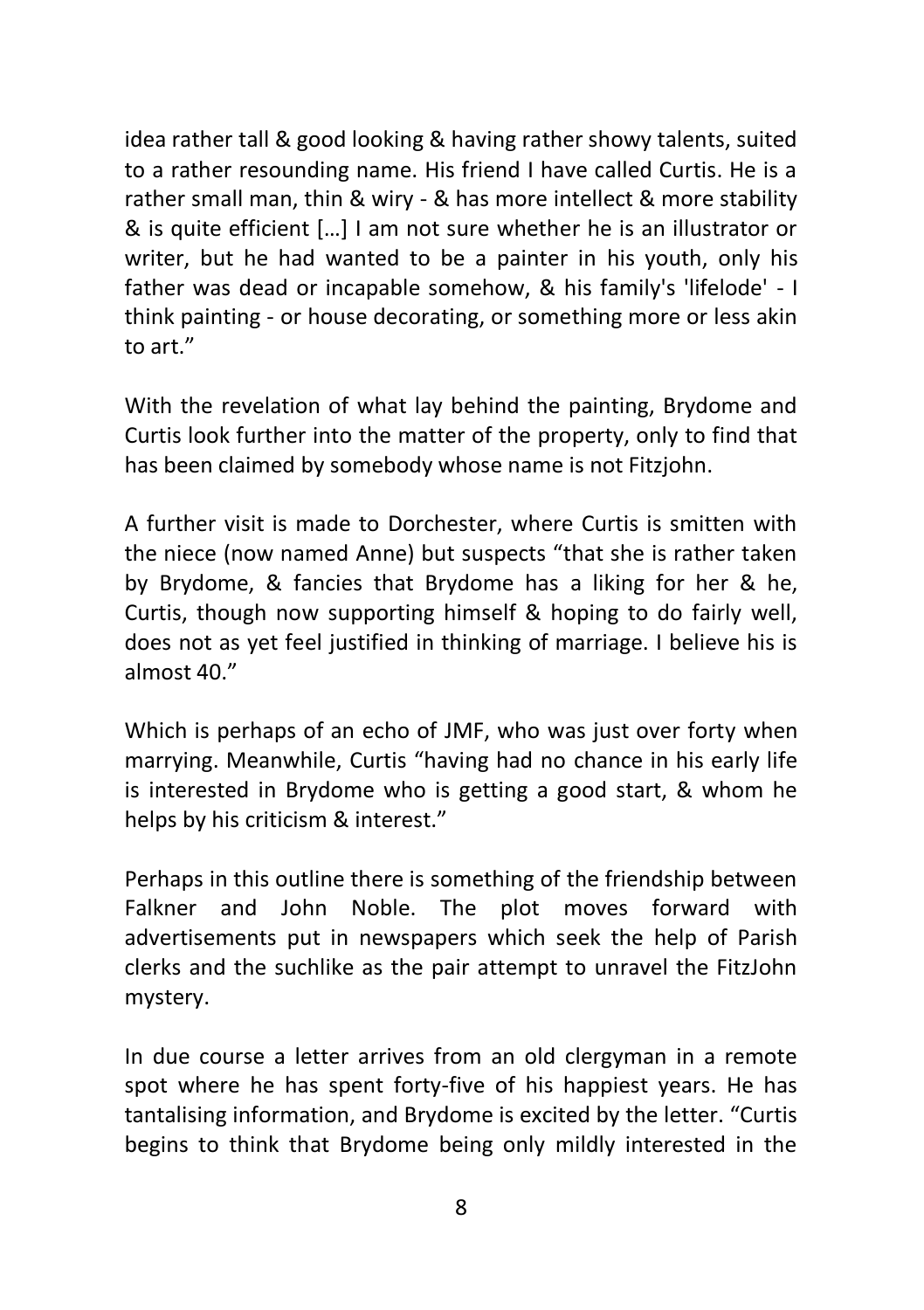idea rather tall & good looking & having rather showy talents, suited to a rather resounding name. His friend I have called Curtis. He is a rather small man, thin & wiry - & has more intellect & more stability & is quite efficient […] I am not sure whether he is an illustrator or writer, but he had wanted to be a painter in his youth, only his father was dead or incapable somehow, & his family's 'lifelode' - I think painting - or house decorating, or something more or less akin to art."

With the revelation of what lay behind the painting, Brydome and Curtis look further into the matter of the property, only to find that has been claimed by somebody whose name is not Fitzjohn.

A further visit is made to Dorchester, where Curtis is smitten with the niece (now named Anne) but suspects "that she is rather taken by Brydome, & fancies that Brydome has a liking for her & he, Curtis, though now supporting himself & hoping to do fairly well, does not as yet feel justified in thinking of marriage. I believe his is almost 40."

Which is perhaps of an echo of JMF, who was just over forty when marrying. Meanwhile, Curtis "having had no chance in his early life is interested in Brydome who is getting a good start, & whom he helps by his criticism & interest."

Perhaps in this outline there is something of the friendship between Falkner and John Noble. The plot moves forward with advertisements put in newspapers which seek the help of Parish clerks and the suchlike as the pair attempt to unravel the FitzJohn mystery.

In due course a letter arrives from an old clergyman in a remote spot where he has spent forty-five of his happiest years. He has tantalising information, and Brydome is excited by the letter. "Curtis begins to think that Brydome being only mildly interested in the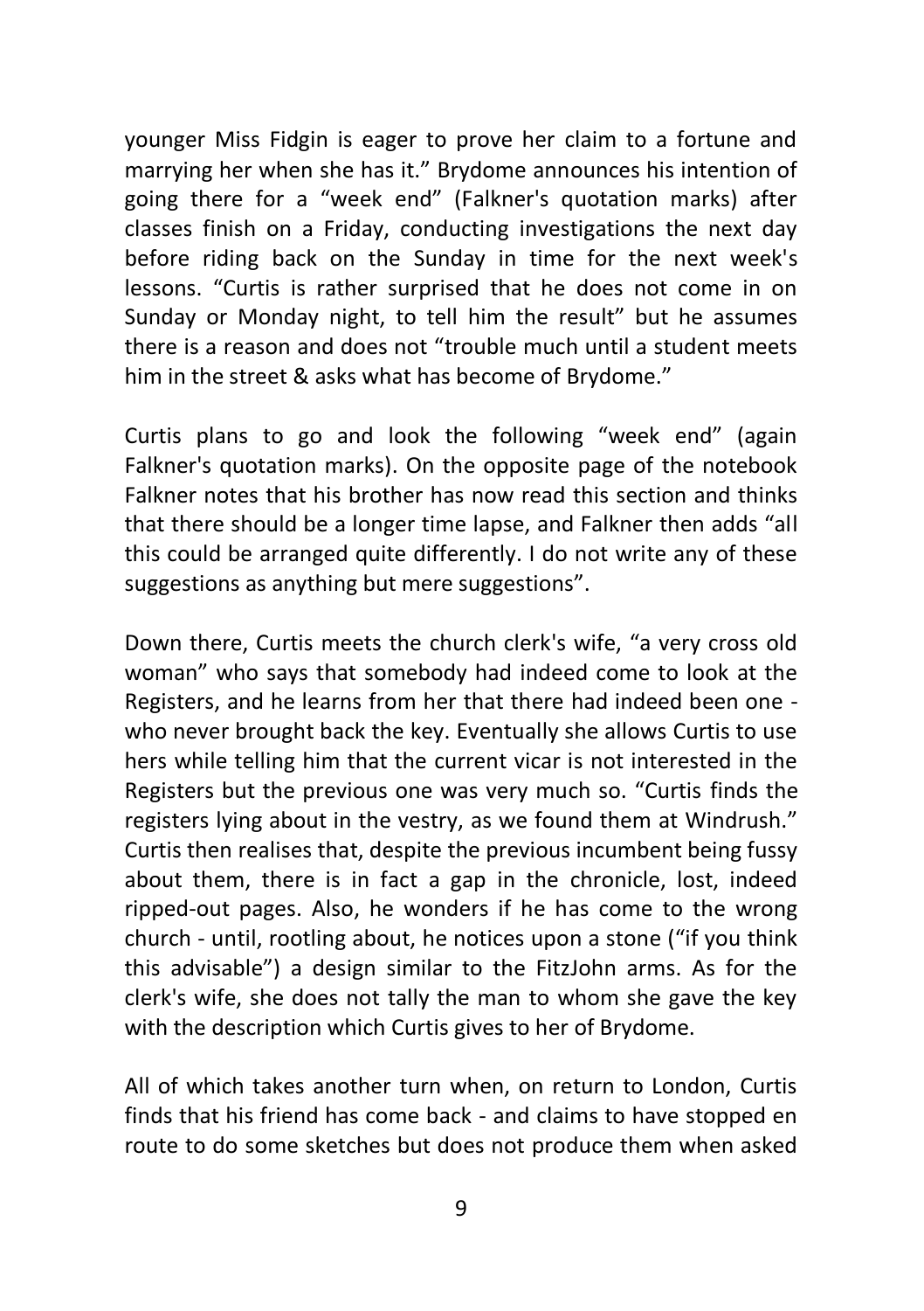younger Miss Fidgin is eager to prove her claim to a fortune and marrying her when she has it." Brydome announces his intention of going there for a "week end" (Falkner's quotation marks) after classes finish on a Friday, conducting investigations the next day before riding back on the Sunday in time for the next week's lessons. "Curtis is rather surprised that he does not come in on Sunday or Monday night, to tell him the result" but he assumes there is a reason and does not "trouble much until a student meets him in the street & asks what has become of Brydome."

Curtis plans to go and look the following "week end" (again Falkner's quotation marks). On the opposite page of the notebook Falkner notes that his brother has now read this section and thinks that there should be a longer time lapse, and Falkner then adds "all this could be arranged quite differently. I do not write any of these suggestions as anything but mere suggestions".

Down there, Curtis meets the church clerk's wife, "a very cross old woman" who says that somebody had indeed come to look at the Registers, and he learns from her that there had indeed been one - who never brought back the key. Eventually she allows Curtis to use hers while telling him that the current vicar is not interested in the Registers but the previous one was very much so. "Curtis finds the registers lying about in the vestry, as we found them at Windrush." Curtis then realises that, despite the previous incumbent being fussy about them, there is in fact a gap in the chronicle, lost, indeed ripped-out pages. Also, he wonders if he has come to the wrong church - until, rootling about, he notices upon a stone ("if you think this advisable") a design similar to the FitzJohn arms. As for the clerk's wife, she does not tally the man to whom she gave the key with the description which Curtis gives to her of Brydome.

All of which takes another turn when, on return to London, Curtis finds that his friend has come back - and claims to have stopped en route to do some sketches but does not produce them when asked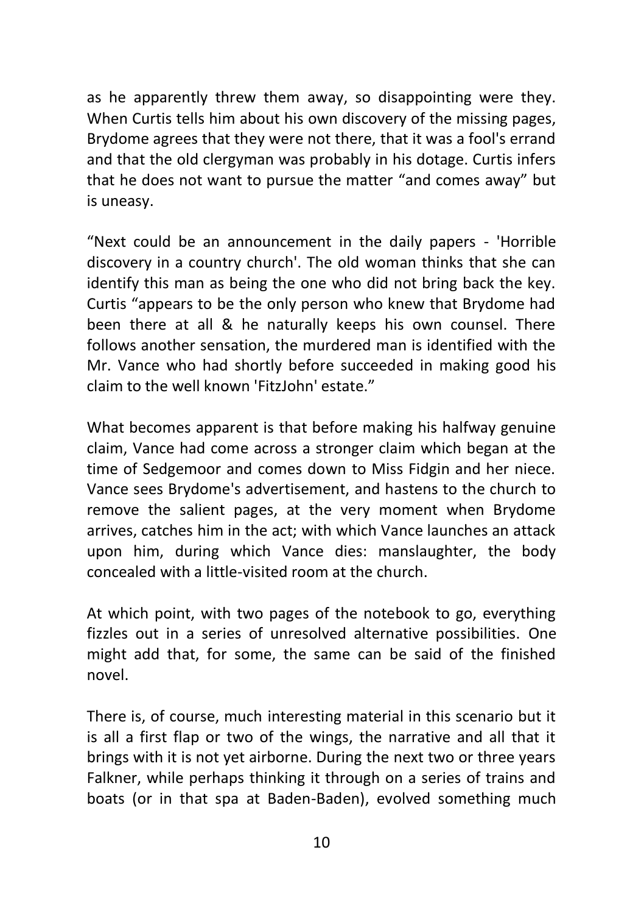as he apparently threw them away, so disappointing were they. When Curtis tells him about his own discovery of the missing pages, Brydome agrees that they were not there, that it was a fool's errand and that the old clergyman was probably in his dotage. Curtis infers that he does not want to pursue the matter “and comes away” but is uneasy.

“Next could be an announcement in the daily papers - 'Horrible discovery in a country church'. The old woman thinks that she can identify this man as being the one who did not bring back the key. Curtis “appears to be the only person who knew that Brydome had been there at all & he naturally keeps his own counsel. There follows another sensation, the murdered man is identified with the Mr. Vance who had shortly before succeeded in making good his claim to the well known 'FitzJohn' estate.”

What becomes apparent is that before making his halfway genuine claim, Vance had come across a stronger claim which began at the time of Sedgemoor and comes down to Miss Fidgin and her niece. Vance sees Brydome's advertisement, and hastens to the church to remove the salient pages, at the very moment when Brydome arrives, catches him in the act; with which Vance launches an attack upon him, during which Vance dies: manslaughter, the body concealed with a little-visited room at the church.

At which point, with two pages of the notebook to go, everything fizzles out in a series of unresolved alternative possibilities. One might add that, for some, the same can be said of the finished novel.

There is, of course, much interesting material in this scenario but it is all a first flap or two of the wings, the narrative and all that it brings with it is not yet airborne. During the next two or three years Falkner, while perhaps thinking it through on a series of trains and boats (or in that spa at Baden-Baden), evolved something much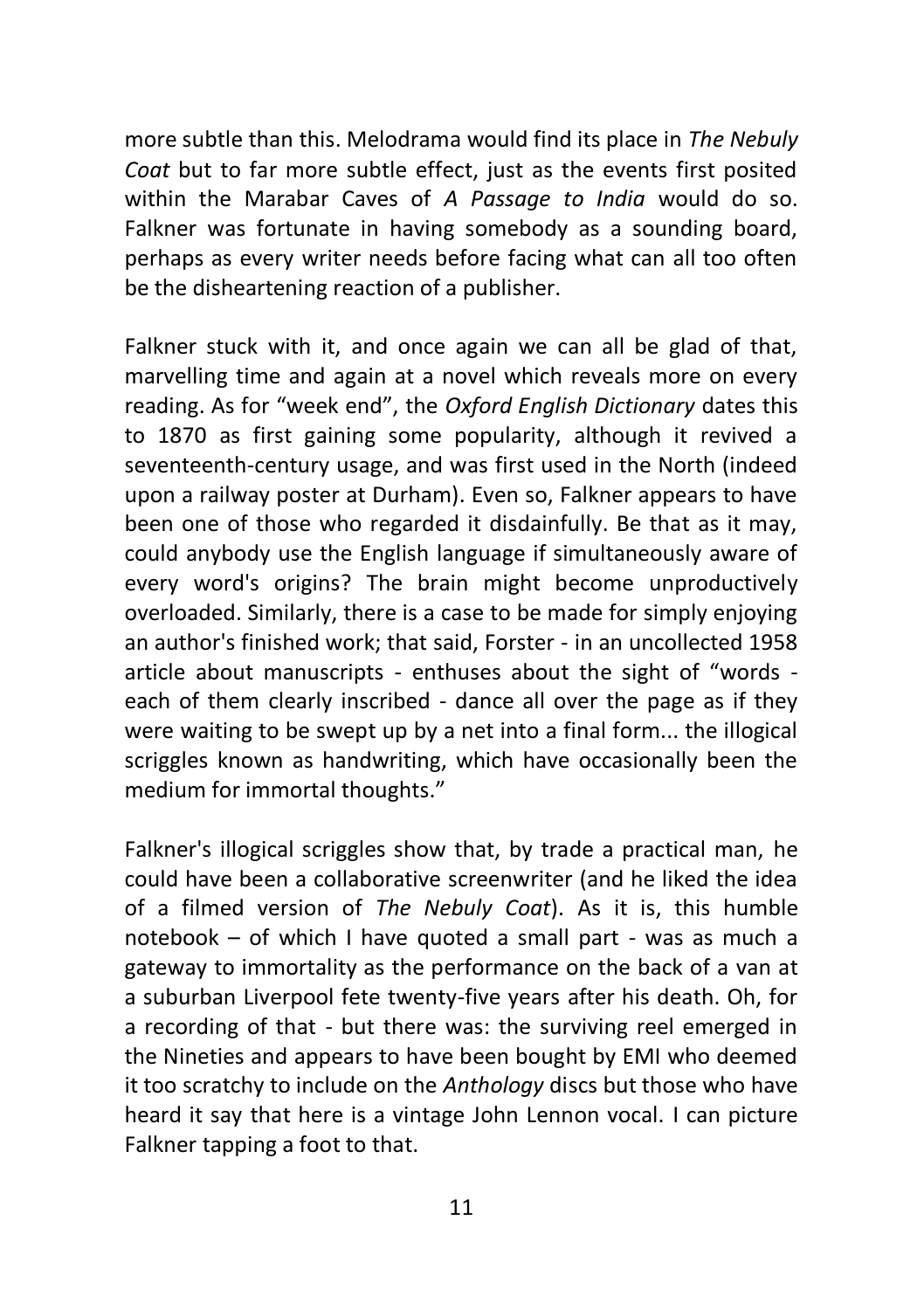more subtle than this. Melodrama would find its place in *The Nebuly Coat* but to far more subtle effect, just as the events first posited within the Marabar Caves of *A Passage to India* would do so. Falkner was fortunate in having somebody as a sounding board, perhaps as every writer needs before facing what can all too often be the disheartening reaction of a publisher.

Falkner stuck with it, and once again we can all be glad of that, marvelling time and again at a novel which reveals more on every reading. As for "week end", the *Oxford English Dictionary* dates this to 1870 as first gaining some popularity, although it revived a seventeenth-century usage, and was first used in the North (indeed upon a railway poster at Durham). Even so, Falkner appears to have been one of those who regarded it disdainfully. Be that as it may, could anybody use the English language if simultaneously aware of every word's origins? The brain might become unproductively overloaded. Similarly, there is a case to be made for simply enjoying an author's finished work; that said, Forster - in an uncollected 1958 article about manuscripts - enthuses about the sight of "words - each of them clearly inscribed - dance all over the page as if they were waiting to be swept up by a net into a final form... the illogical scriggles known as handwriting, which have occasionally been the medium for immortal thoughts."

Falkner's illogical scriggles show that, by trade a practical man, he could have been a collaborative screenwriter (and he liked the idea of a filmed version of *The Nebuly Coat*). As it is, this humble notebook – of which I have quoted a small part - was as much a gateway to immortality as the performance on the back of a van at a suburban Liverpool fete twenty-five years after his death. Oh, for a recording of that - but there was: the surviving reel emerged in the Nineties and appears to have been bought by EMI who deemed it too scratchy to include on the *Anthology* discs but those who have heard it say that here is a vintage John Lennon vocal. I can picture Falkner tapping a foot to that.